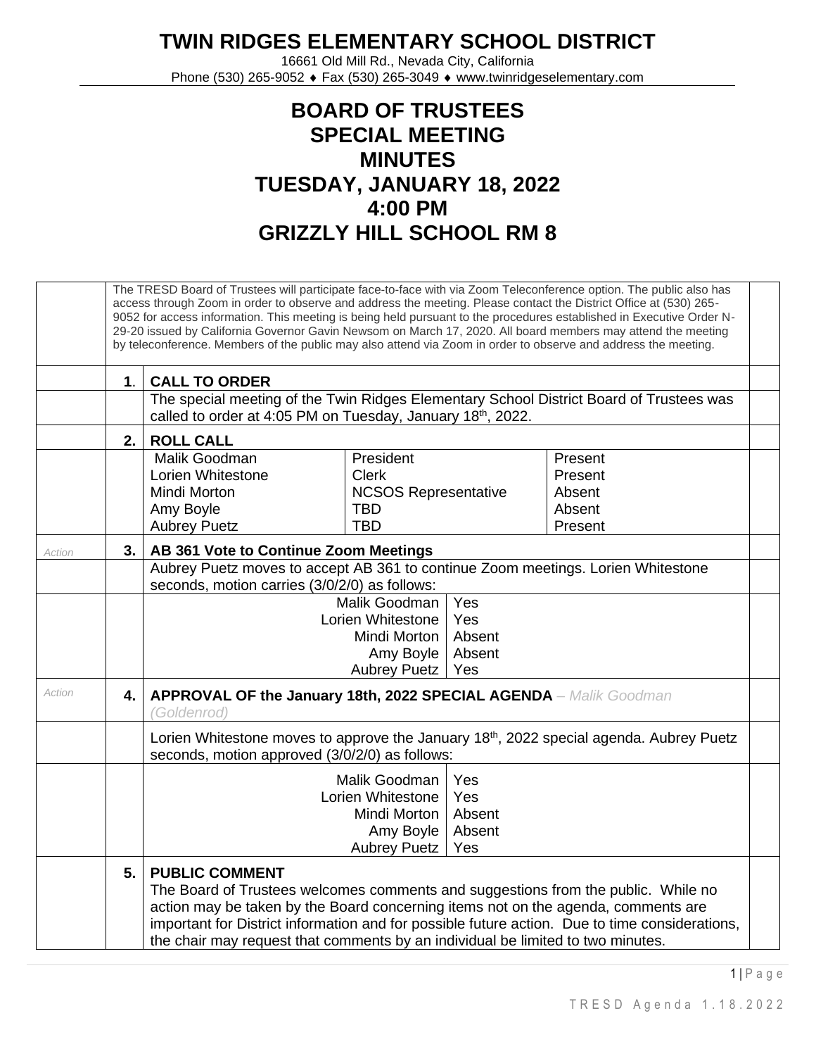# TWIN RIDGES ELEMENTARY SCHOOL DISTRICT

16661 Old Mill Rd., Nevada City, California
Phone (530) 265-9052 ♦ Fax (530) 265-3049 ♦ www.twinridgeselementary.com

# BOARD OF TRUSTEES
# SPECIAL MEETING
# MINUTES
# TUESDAY, JANUARY 18, 2022
# 4:00 PM
# GRIZZLY HILL SCHOOL RM 8

The TRESD Board of Trustees will participate face-to-face with via Zoom Teleconference option. The public also has access through Zoom in order to observe and address the meeting. Please contact the District Office at (530) 265-9052 for access information. This meeting is being held pursuant to the procedures established in Executive Order N-29-20 issued by California Governor Gavin Newsom on March 17, 2020. All board members may attend the meeting by teleconference. Members of the public may also attend via Zoom in order to observe and address the meeting.

## 1. CALL TO ORDER

The special meeting of the Twin Ridges Elementary School District Board of Trustees was called to order at 4:05 PM on Tuesday, January 18th, 2022.

## 2. ROLL CALL

| | | |
|---|---|---|
| Malik Goodman | President | Present |
| Lorien Whitestone | Clerk | Present |
| Mindi Morton | NCSOS Representative | Absent |
| Amy Boyle | TBD | Absent |
| Aubrey Puetz | TBD | Present |

*Action*

## 3. AB 361 Vote to Continue Zoom Meetings

Aubrey Puetz moves to accept AB 361 to continue Zoom meetings. Lorien Whitestone seconds, motion carries (3/0/2/0) as follows:

| | |
|---|---|
| Malik Goodman | Yes |
| Lorien Whitestone | Yes |
| Mindi Morton | Absent |
| Amy Boyle | Absent |
| Aubrey Puetz | Yes |

*Action*

## 4. APPROVAL OF the January 18th, 2022 SPECIAL AGENDA – *Malik Goodman (Goldenrod)*

Lorien Whitestone moves to approve the January 18th, 2022 special agenda. Aubrey Puetz seconds, motion approved (3/0/2/0) as follows:

| | |
|---|---|
| Malik Goodman | Yes |
| Lorien Whitestone | Yes |
| Mindi Morton | Absent |
| Amy Boyle | Absent |
| Aubrey Puetz | Yes |

## 5. PUBLIC COMMENT

The Board of Trustees welcomes comments and suggestions from the public. While no action may be taken by the Board concerning items not on the agenda, comments are important for District information and for possible future action. Due to time considerations, the chair may request that comments by an individual be limited to two minutes.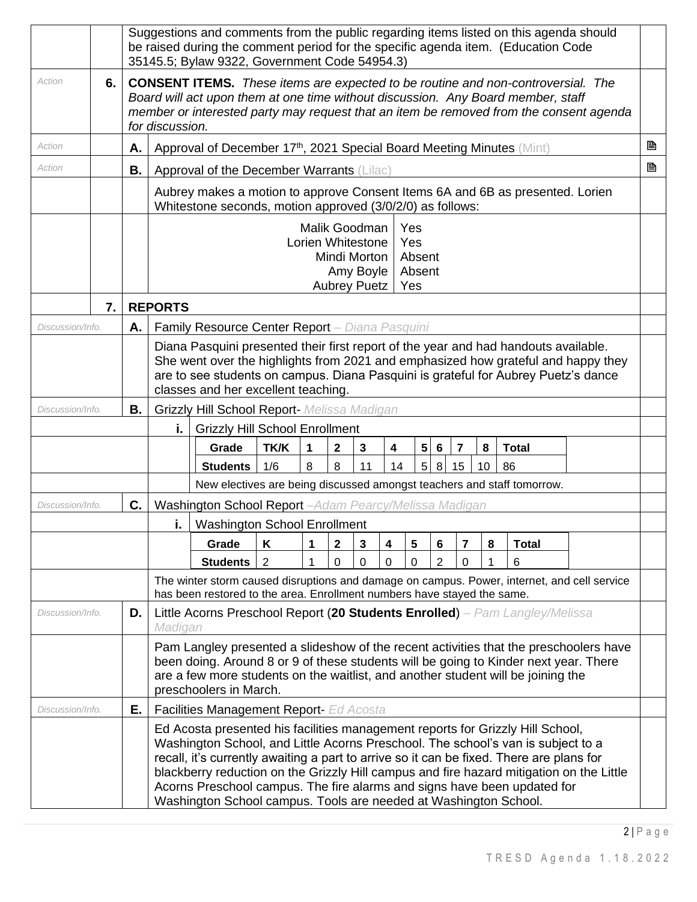Suggestions and comments from the public regarding items listed on this agenda should be raised during the comment period for the specific agenda item. (Education Code 35145.5; Bylaw 9322, Government Code 54954.3)

*Action* **6. CONSENT ITEMS.** *These items are expected to be routine and non-controversial. The Board will act upon them at one time without discussion. Any Board member, staff member or interested party may request that an item be removed from the consent agenda for discussion.*

*Action* **A.** Approval of December 17th, 2021 Special Board Meeting Minutes (Mint)

*Action* **B.** Approval of the December Warrants (Lilac)

Aubrey makes a motion to approve Consent Items 6A and 6B as presented. Lorien Whitestone seconds, motion approved (3/0/2/0) as follows:

| | |
|---|---|
| Malik Goodman | Yes |
| Lorien Whitestone | Yes |
| Mindi Morton | Absent |
| Amy Boyle | Absent |
| Aubrey Puetz | Yes |

## 7. REPORTS

*Discussion/Info.* **A.** Family Resource Center Report – *Diana Pasquini*

Diana Pasquini presented their first report of the year and had handouts available. She went over the highlights from 2021 and emphasized how grateful and happy they are to see students on campus. Diana Pasquini is grateful for Aubrey Puetz's dance classes and her excellent teaching.

*Discussion/Info.* **B.** Grizzly Hill School Report- *Melissa Madigan*

**i.** Grizzly Hill School Enrollment

| Grade | TK/K | 1 | 2 | 3 | 4 | 5 | 6 | 7 | 8 | Total |
|---|---|---|---|---|---|---|---|---|---|---|
| Students | 1/6 | 8 | 8 | 11 | 14 | 5 | 8 | 15 | 10 | 86 |

New electives are being discussed amongst teachers and staff tomorrow.

*Discussion/Info.* **C.** Washington School Report –*Adam Pearcy/Melissa Madigan*

**i.** Washington School Enrollment

| Grade | K | 1 | 2 | 3 | 4 | 5 | 6 | 7 | 8 | Total |
|---|---|---|---|---|---|---|---|---|---|---|
| Students | 2 | 1 | 0 | 0 | 0 | 0 | 2 | 0 | 1 | 6 |

The winter storm caused disruptions and damage on campus. Power, internet, and cell service has been restored to the area. Enrollment numbers have stayed the same.

*Discussion/Info.* **D.** Little Acorns Preschool Report (**20 Students Enrolled**) – *Pam Langley/Melissa Madigan*

Pam Langley presented a slideshow of the recent activities that the preschoolers have been doing. Around 8 or 9 of these students will be going to Kinder next year. There are a few more students on the waitlist, and another student will be joining the preschoolers in March.

*Discussion/Info.* **E.** Facilities Management Report- *Ed Acosta*

Ed Acosta presented his facilities management reports for Grizzly Hill School, Washington School, and Little Acorns Preschool. The school's van is subject to a recall, it's currently awaiting a part to arrive so it can be fixed. There are plans for blackberry reduction on the Grizzly Hill campus and fire hazard mitigation on the Little Acorns Preschool campus. The fire alarms and signs have been updated for Washington School campus. Tools are needed at Washington School.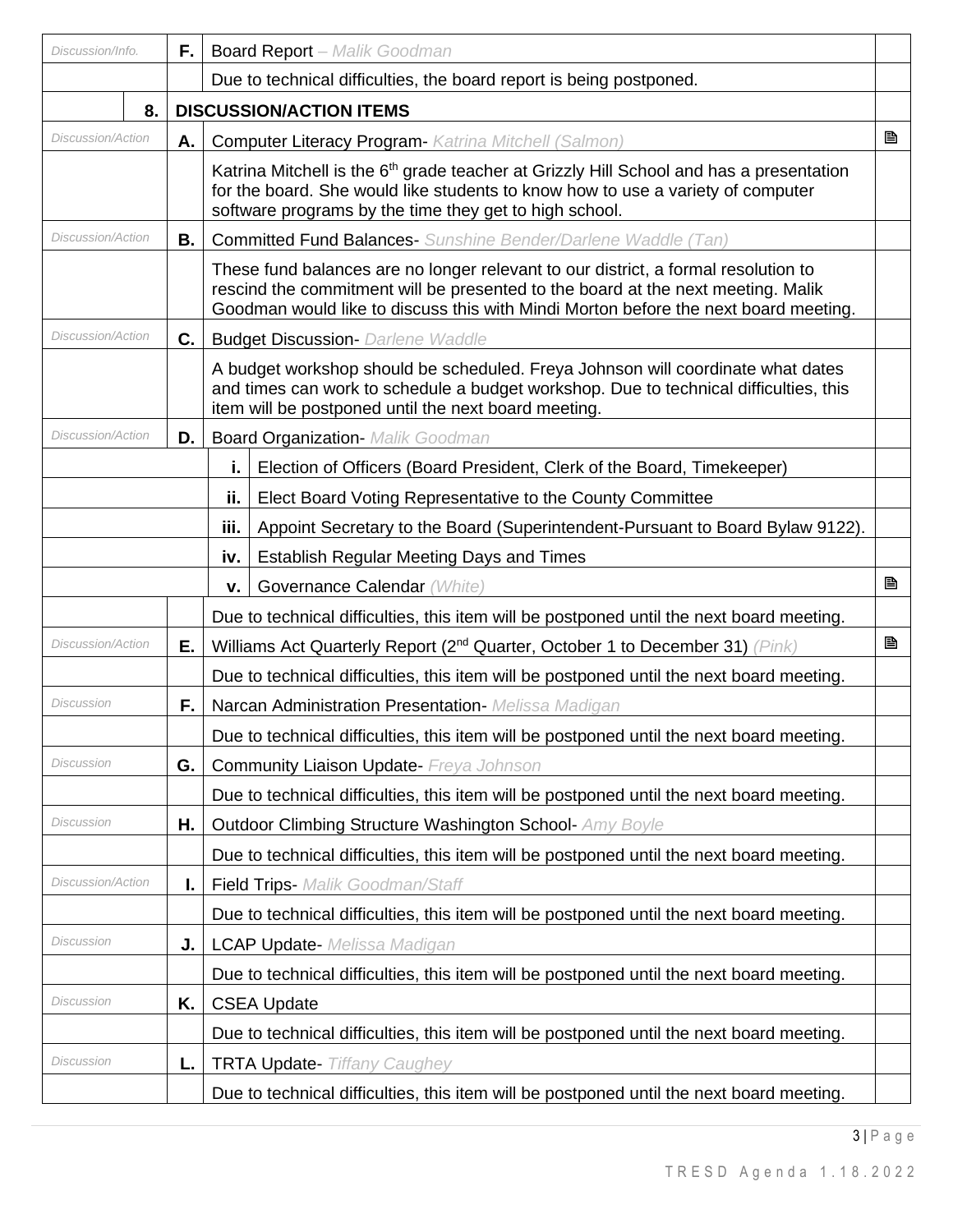| | | | | |
|---|---|---|---|---|
| *Discussion/Info.* | **F.** | Board Report *– Malik Goodman* | | |
| | | Due to technical difficulties, the board report is being postponed. | | |
| **8.** | | **DISCUSSION/ACTION ITEMS** | | |
| *Discussion/Action* | **A.** | Computer Literacy Program- *Katrina Mitchell (Salmon)* | | 🖹 |
| | | Katrina Mitchell is the 6th grade teacher at Grizzly Hill School and has a presentation for the board. She would like students to know how to use a variety of computer software programs by the time they get to high school. | | |
| *Discussion/Action* | **B.** | Committed Fund Balances- *Sunshine Bender/Darlene Waddle (Tan)* | | |
| | | These fund balances are no longer relevant to our district, a formal resolution to rescind the commitment will be presented to the board at the next meeting. Malik Goodman would like to discuss this with Mindi Morton before the next board meeting. | | |
| *Discussion/Action* | **C.** | Budget Discussion- *Darlene Waddle* | | |
| | | A budget workshop should be scheduled. Freya Johnson will coordinate what dates and times can work to schedule a budget workshop. Due to technical difficulties, this item will be postponed until the next board meeting. | | |
| *Discussion/Action* | **D.** | Board Organization- *Malik Goodman* | | |
| | | **i.** | Election of Officers (Board President, Clerk of the Board, Timekeeper) | |
| | | **ii.** | Elect Board Voting Representative to the County Committee | |
| | | **iii.** | Appoint Secretary to the Board (Superintendent-Pursuant to Board Bylaw 9122). | |
| | | **iv.** | Establish Regular Meeting Days and Times | |
| | | **v.** | Governance Calendar *(White)* | 🖹 |
| | | Due to technical difficulties, this item will be postponed until the next board meeting. | | |
| *Discussion/Action* | **E.** | Williams Act Quarterly Report (2nd Quarter, October 1 to December 31) *(Pink)* | | 🖹 |
| | | Due to technical difficulties, this item will be postponed until the next board meeting. | | |
| *Discussion* | **F.** | Narcan Administration Presentation- *Melissa Madigan* | | |
| | | Due to technical difficulties, this item will be postponed until the next board meeting. | | |
| *Discussion* | **G.** | Community Liaison Update- *Freya Johnson* | | |
| | | Due to technical difficulties, this item will be postponed until the next board meeting. | | |
| *Discussion* | **H.** | Outdoor Climbing Structure Washington School- *Amy Boyle* | | |
| | | Due to technical difficulties, this item will be postponed until the next board meeting. | | |
| *Discussion/Action* | **I.** | Field Trips- *Malik Goodman/Staff* | | |
| | | Due to technical difficulties, this item will be postponed until the next board meeting. | | |
| *Discussion* | **J.** | LCAP Update- *Melissa Madigan* | | |
| | | Due to technical difficulties, this item will be postponed until the next board meeting. | | |
| *Discussion* | **K.** | CSEA Update | | |
| | | Due to technical difficulties, this item will be postponed until the next board meeting. | | |
| *Discussion* | **L.** | TRTA Update- *Tiffany Caughey* | | |
| | | Due to technical difficulties, this item will be postponed until the next board meeting. | | |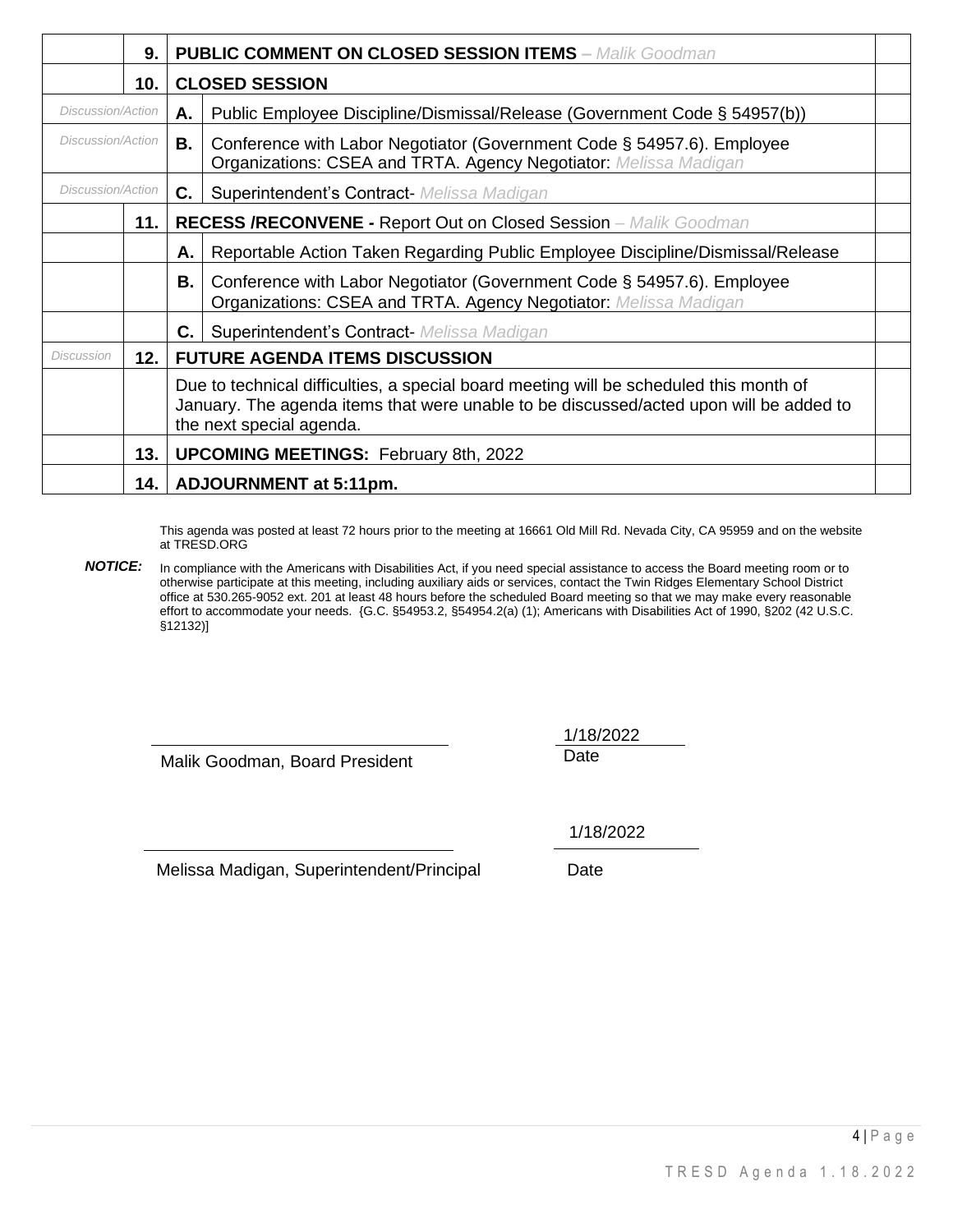| | | | | |
|---|---|---|---|---|
| | 9. | **PUBLIC COMMENT ON CLOSED SESSION ITEMS** – *Malik Goodman* | | |
| | 10. | **CLOSED SESSION** | | |
| *Discussion/Action* | | **A.** | Public Employee Discipline/Dismissal/Release (Government Code § 54957(b)) | |
| *Discussion/Action* | | **B.** | Conference with Labor Negotiator (Government Code § 54957.6). Employee Organizations: CSEA and TRTA. Agency Negotiator: *Melissa Madigan* | |
| *Discussion/Action* | | **C.** | Superintendent's Contract- *Melissa Madigan* | |
| | 11. | **RECESS /RECONVENE -** Report Out on Closed Session – *Malik Goodman* | | |
| | | **A.** | Reportable Action Taken Regarding Public Employee Discipline/Dismissal/Release | |
| | | **B.** | Conference with Labor Negotiator (Government Code § 54957.6). Employee Organizations: CSEA and TRTA. Agency Negotiator: *Melissa Madigan* | |
| | | **C.** | Superintendent's Contract- *Melissa Madigan* | |
| *Discussion* | 12. | **FUTURE AGENDA ITEMS DISCUSSION** | | |
| | | Due to technical difficulties, a special board meeting will be scheduled this month of January. The agenda items that were unable to be discussed/acted upon will be added to the next special agenda. | | |
| | 13. | **UPCOMING MEETINGS:** February 8th, 2022 | | |
| | 14. | **ADJOURNMENT at 5:11pm.** | | |

This agenda was posted at least 72 hours prior to the meeting at 16661 Old Mill Rd. Nevada City, CA 95959 and on the website at TRESD.ORG

***NOTICE:*** In compliance with the Americans with Disabilities Act, if you need special assistance to access the Board meeting room or to otherwise participate at this meeting, including auxiliary aids or services, contact the Twin Ridges Elementary School District office at 530.265-9052 ext. 201 at least 48 hours before the scheduled Board meeting so that we may make every reasonable effort to accommodate your needs. {G.C. §54953.2, §54954.2(a) (1); Americans with Disabilities Act of 1990, §202 (42 U.S.C. §12132)]

\_\_\_\_\_\_\_\_\_\_\_\_\_\_\_\_\_\_\_\_\_\_\_\_\_\_\_\_\_\_
Malik Goodman, Board President

1/18/2022
Date

\_\_\_\_\_\_\_\_\_\_\_\_\_\_\_\_\_\_\_\_\_\_\_\_\_\_\_\_\_\_
Melissa Madigan, Superintendent/Principal

1/18/2022
Date